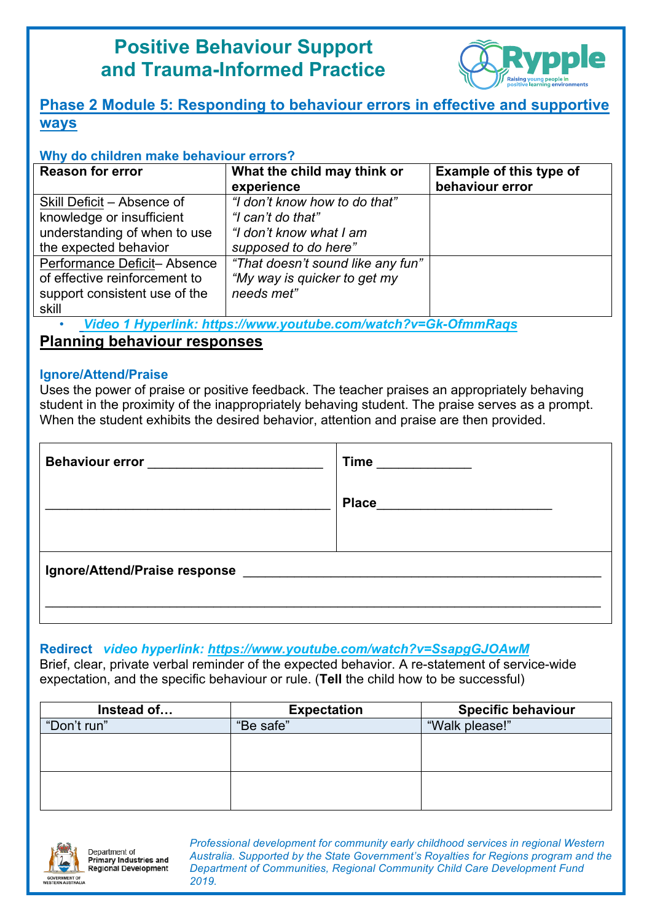# Positive Behaviour Support and Trauma-Informed Practice

## Phase 2 Module 5: Responding to behaviour errors in effective and supportive ways

### Why do children make behaviour errors?

| Reason for error | What the child may think or experience | Example of this type of behaviour error |
|---|---|---|
| Skill Deficit – Absence of knowledge or insufficient understanding of when to use the expected behavior | *"I don't know how to do that"* *"I can't do that"* *"I don't know what I am supposed to do here"* | |
| Performance Deficit– Absence of effective reinforcement to support consistent use of the skill | *"That doesn't sound like any fun"* *"My way is quicker to get my needs met"* | |

- ***Video 1 Hyperlink: https://www.youtube.com/watch?v=Gk-OfmmRaqs***

## Planning behaviour responses

### Ignore/Attend/Praise

Uses the power of praise or positive feedback. The teacher praises an appropriately behaving student in the proximity of the inappropriately behaving student. The praise serves as a prompt. When the student exhibits the desired behavior, attention and praise are then provided.

| | |
|---|---|
| **Behaviour error** ________________________ ________________________________________ | **Time** _____________ **Place**________________________ |
| **Ignore/Attend/Praise response** ________________________________________________ ________________________________________________________________________ | |

### Redirect *video hyperlink: https://www.youtube.com/watch?v=SsapgGJOAwM*

Brief, clear, private verbal reminder of the expected behavior. A re-statement of service-wide expectation, and the specific behaviour or rule. (**Tell** the child how to be successful)

| Instead of… | Expectation | Specific behaviour |
|---|---|---|
| "Don't run" | "Be safe" | "Walk please!" |
| | | |
| | | |

*Professional development for community early childhood services in regional Western Australia. Supported by the State Government's Royalties for Regions program and the Department of Communities, Regional Community Child Care Development Fund 2019.*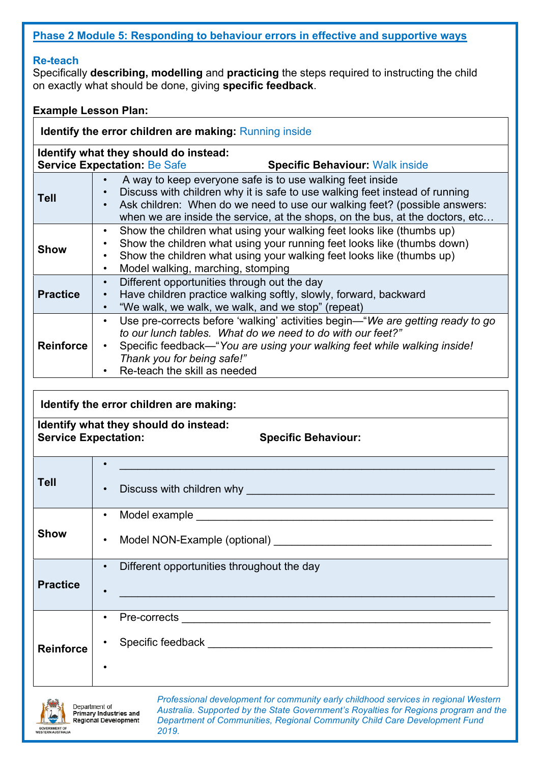## Phase 2 Module 5: Responding to behaviour errors in effective and supportive ways

### Re-teach

Specifically **describing, modelling** and **practicing** the steps required to instructing the child on exactly what should be done, giving **specific feedback**.

**Example Lesson Plan:**

| **Identify the error children are making:** Running inside | |
|---|---|
| **Identify what they should do instead:**<br>**Service Expectation:** Be Safe | **Specific Behaviour:** Walk inside |
| **Tell** | • A way to keep everyone safe is to use walking feet inside<br>• Discuss with children why it is safe to use walking feet instead of running<br>• Ask children: When do we need to use our walking feet? (possible answers: when we are inside the service, at the shops, on the bus, at the doctors, etc… |
| **Show** | • Show the children what using your walking feet looks like (thumbs up)<br>• Show the children what using your running feet looks like (thumbs down)<br>• Show the children what using your walking feet looks like (thumbs up)<br>• Model walking, marching, stomping |
| **Practice** | • Different opportunities through out the day<br>• Have children practice walking softly, slowly, forward, backward<br>• "We walk, we walk, we walk, and we stop" (repeat) |
| **Reinforce** | • Use pre-corrects before 'walking' activities begin—"*We are getting ready to go to our lunch tables. What do we need to do with our feet?"*<br>• Specific feedback—"*You are using your walking feet while walking inside! Thank you for being safe!"*<br>• Re-teach the skill as needed |

| **Identify the error children are making:** | |
|---|---|
| **Identify what they should do instead:**<br>**Service Expectation:** | **Specific Behaviour:** |
| **Tell** | • ____________________________________________<br>• Discuss with children why ______________________________ |
| **Show** | • Model example ______________________________________<br>• Model NON-Example (optional) __________________________ |
| **Practice** | • Different opportunities throughout the day<br>• ____________________________________________ |
| **Reinforce** | • Pre-corrects ________________________________________<br>• Specific feedback ____________________________________<br>• |

Department of Primary Industries and Regional Development

GOVERNMENT OF WESTERN AUSTRALIA

*Professional development for community early childhood services in regional Western Australia. Supported by the State Government's Royalties for Regions program and the Department of Communities, Regional Community Child Care Development Fund 2019.*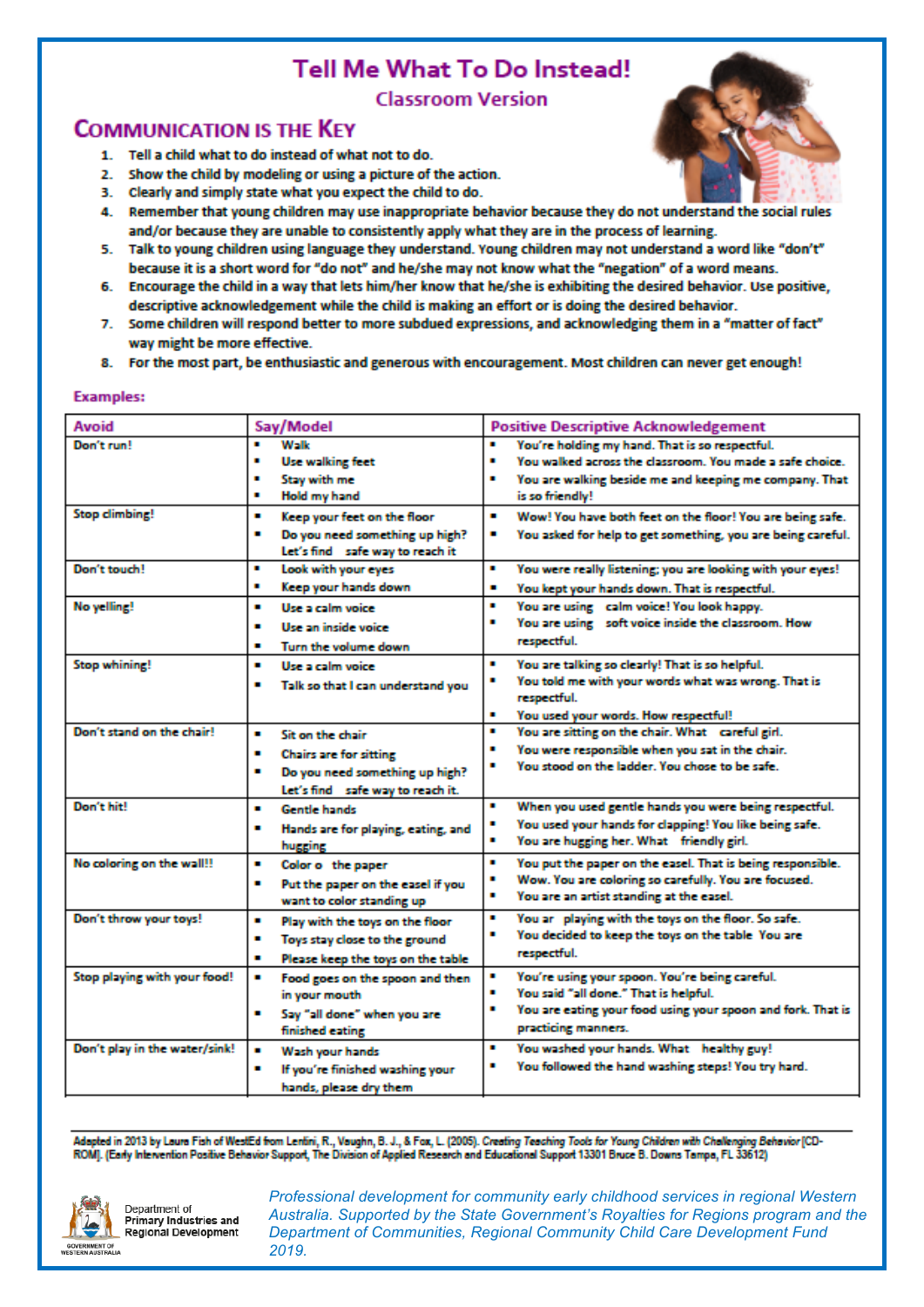# Tell Me What To Do Instead!

## Classroom Version

## Communication is the Key

1. Tell a child what to do instead of what not to do.
2. Show the child by modeling or using a picture of the action.
3. Clearly and simply state what you expect the child to do.
4. Remember that young children may use inappropriate behavior because they do not understand the social rules and/or because they are unable to consistently apply what they are in the process of learning.
5. Talk to young children using language they understand. Young children may not understand a word like "don't" because it is a short word for "do not" and he/she may not know what the "negation" of a word means.
6. Encourage the child in a way that lets him/her know that he/she is exhibiting the desired behavior. Use positive, descriptive acknowledgement while the child is making an effort or is doing the desired behavior.
7. Some children will respond better to more subdued expressions, and acknowledging them in a "matter of fact" way might be more effective.
8. For the most part, be enthusiastic and generous with encouragement. Most children can never get enough!

**Examples:**

| Avoid | Say/Model | Positive Descriptive Acknowledgement |
|---|---|---|
| Don't run! | ▪ Walk<br>▪ Use walking feet<br>▪ Stay with me<br>▪ Hold my hand | ▪ You're holding my hand. That is so respectful.<br>▪ You walked across the classroom. You made a safe choice.<br>▪ You are walking beside me and keeping me company. That is so friendly! |
| Stop climbing! | ▪ Keep your feet on the floor<br>▪ Do you need something up high? Let's find safe way to reach it | ▪ Wow! You have both feet on the floor! You are being safe.<br>▪ You asked for help to get something, you are being careful. |
| Don't touch! | ▪ Look with your eyes<br>▪ Keep your hands down | ▪ You were really listening; you are looking with your eyes!<br>▪ You kept your hands down. That is respectful. |
| No yelling! | ▪ Use a calm voice<br>▪ Use an inside voice<br>▪ Turn the volume down | ▪ You are using calm voice! You look happy.<br>▪ You are using soft voice inside the classroom. How respectful. |
| Stop whining! | ▪ Use a calm voice<br>▪ Talk so that I can understand you | ▪ You are talking so clearly! That is so helpful.<br>▪ You told me with your words what was wrong. That is respectful.<br>▪ You used your words. How respectful! |
| Don't stand on the chair! | ▪ Sit on the chair<br>▪ Chairs are for sitting<br>▪ Do you need something up high? Let's find safe way to reach it. | ▪ You are sitting on the chair. What careful girl.<br>▪ You were responsible when you sat in the chair.<br>▪ You stood on the ladder. You chose to be safe. |
| Don't hit! | ▪ Gentle hands<br>▪ Hands are for playing, eating, and hugging | ▪ When you used gentle hands you were being respectful.<br>▪ You used your hands for clapping! You like being safe.<br>▪ You are hugging her. What friendly girl. |
| No coloring on the wall!! | ▪ Color o the paper<br>▪ Put the paper on the easel if you want to color standing up | ▪ You put the paper on the easel. That is being responsible.<br>▪ Wow. You are coloring so carefully. You are focused.<br>▪ You are an artist standing at the easel. |
| Don't throw your toys! | ▪ Play with the toys on the floor<br>▪ Toys stay close to the ground<br>▪ Please keep the toys on the table | ▪ You ar playing with the toys on the floor. So safe.<br>▪ You decided to keep the toys on the table You are respectful. |
| Stop playing with your food! | ▪ Food goes on the spoon and then in your mouth<br>▪ Say "all done" when you are finished eating | ▪ You're using your spoon. You're being careful.<br>▪ You said "all done." That is helpful.<br>▪ You are eating your food using your spoon and fork. That is practicing manners. |
| Don't play in the water/sink! | ▪ Wash your hands<br>▪ If you're finished washing your hands, please dry them | ▪ You washed your hands. What healthy guy!<br>▪ You followed the hand washing steps! You try hard. |

Adapted in 2013 by Laura Fish of WestEd from Lentini, R., Vaughn, B. J., & Fox, L. (2005). *Creating Teaching Tools for Young Children with Challenging Behavior* [CD-ROM]. (Early Intervention Positive Behavior Support, The Division of Applied Research and Educational Support 13301 Bruce B. Downs Tampa, FL 33612)

Department of Primary Industries and Regional Development

GOVERNMENT OF WESTERN AUSTRALIA

*Professional development for community early childhood services in regional Western Australia. Supported by the State Government's Royalties for Regions program and the Department of Communities, Regional Community Child Care Development Fund 2019.*